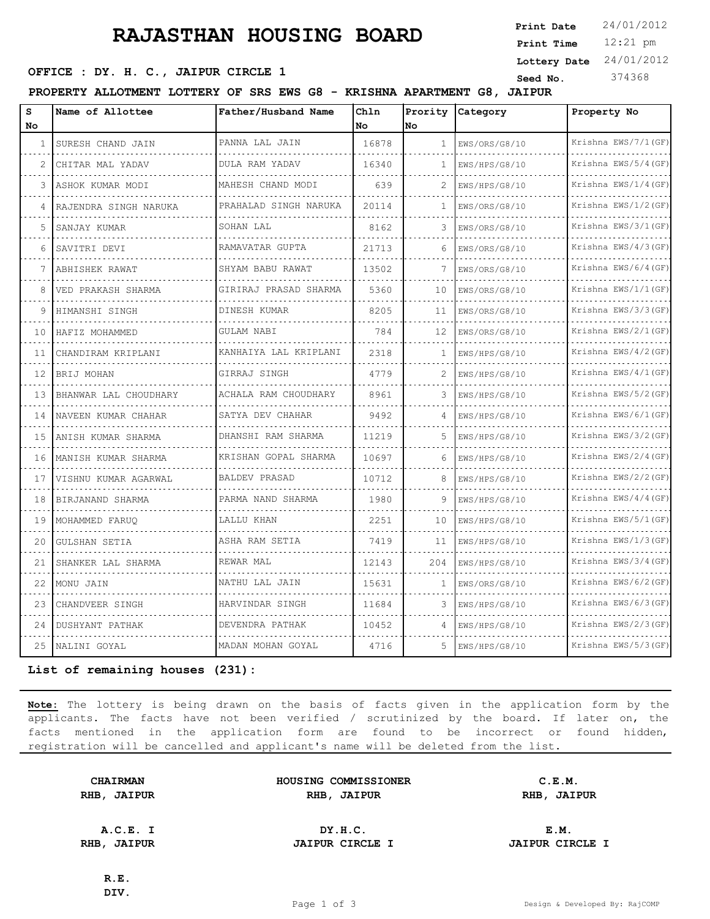# RAJASTHAN HOUSING BOARD

**Print Date** 24/01/2012
**Print Time** 12:21 pm
**Lottery Date** 24/01/2012
**Seed No.** 374368

**OFFICE : DY. H. C., JAIPUR CIRCLE 1**

**PROPERTY ALLOTMENT LOTTERY OF SRS EWS G8 - KRISHNA APARTMENT G8, JAIPUR**

| S No | Name of Allottee | Father/Husband Name | Chln No | Prority No | Category | Property No |
|---|---|---|---|---|---|---|
| 1 | SURESH CHAND JAIN | PANNA LAL JAIN | 16878 | 1 | EWS/ORS/G8/10 | Krishna EWS/7/1(GF) |
| 2 | CHITAR MAL YADAV | DULA RAM YADAV | 16340 | 1 | EWS/HPS/G8/10 | Krishna EWS/5/4(GF) |
| 3 | ASHOK KUMAR MODI | MAHESH CHAND MODI | 639 | 2 | EWS/HPS/G8/10 | Krishna EWS/1/4(GF) |
| 4 | RAJENDRA SINGH NARUKA | PRAHALAD SINGH NARUKA | 20114 | 1 | EWS/ORS/G8/10 | Krishna EWS/1/2(GF) |
| 5 | SANJAY KUMAR | SOHAN LAL | 8162 | 3 | EWS/ORS/G8/10 | Krishna EWS/3/1(GF) |
| 6 | SAVITRI DEVI | RAMAVATAR GUPTA | 21713 | 6 | EWS/ORS/G8/10 | Krishna EWS/4/3(GF) |
| 7 | ABHISHEK RAWAT | SHYAM BABU RAWAT | 13502 | 7 | EWS/ORS/G8/10 | Krishna EWS/6/4(GF) |
| 8 | VED PRAKASH SHARMA | GIRIRAJ PRASAD SHARMA | 5360 | 10 | EWS/ORS/G8/10 | Krishna EWS/1/1(GF) |
| 9 | HIMANSHI SINGH | DINESH KUMAR | 8205 | 11 | EWS/ORS/G8/10 | Krishna EWS/3/3(GF) |
| 10 | HAFIZ MOHAMMED | GULAM NABI | 784 | 12 | EWS/ORS/G8/10 | Krishna EWS/2/1(GF) |
| 11 | CHANDIRAM KRIPLANI | KANHAIYA LAL KRIPLANI | 2318 | 1 | EWS/HPS/G8/10 | Krishna EWS/4/2(GF) |
| 12 | BRIJ MOHAN | GIRRAJ SINGH | 4779 | 2 | EWS/HPS/G8/10 | Krishna EWS/4/1(GF) |
| 13 | BHANWAR LAL CHOUDHARY | ACHALA RAM CHOUDHARY | 8961 | 3 | EWS/HPS/G8/10 | Krishna EWS/5/2(GF) |
| 14 | NAVEEN KUMAR CHAHAR | SATYA DEV CHAHAR | 9492 | 4 | EWS/HPS/G8/10 | Krishna EWS/6/1(GF) |
| 15 | ANISH KUMAR SHARMA | DHANSHI RAM SHARMA | 11219 | 5 | EWS/HPS/G8/10 | Krishna EWS/3/2(GF) |
| 16 | MANISH KUMAR SHARMA | KRISHAN GOPAL SHARMA | 10697 | 6 | EWS/HPS/G8/10 | Krishna EWS/2/4(GF) |
| 17 | VISHNU KUMAR AGARWAL | BALDEV PRASAD | 10712 | 8 | EWS/HPS/G8/10 | Krishna EWS/2/2(GF) |
| 18 | BIRJANAND SHARMA | PARMA NAND SHARMA | 1980 | 9 | EWS/HPS/G8/10 | Krishna EWS/4/4(GF) |
| 19 | MOHAMMED FARUQ | LALLU KHAN | 2251 | 10 | EWS/HPS/G8/10 | Krishna EWS/5/1(GF) |
| 20 | GULSHAN SETIA | ASHA RAM SETIA | 7419 | 11 | EWS/HPS/G8/10 | Krishna EWS/1/3(GF) |
| 21 | SHANKER LAL SHARMA | REWAR MAL | 12143 | 204 | EWS/HPS/G8/10 | Krishna EWS/3/4(GF) |
| 22 | MONU JAIN | NATHU LAL JAIN | 15631 | 1 | EWS/ORS/G8/10 | Krishna EWS/6/2(GF) |
| 23 | CHANDVEER SINGH | HARVINDAR SINGH | 11684 | 3 | EWS/HPS/G8/10 | Krishna EWS/6/3(GF) |
| 24 | DUSHYANT PATHAK | DEVENDRA PATHAK | 10452 | 4 | EWS/HPS/G8/10 | Krishna EWS/2/3(GF) |
| 25 | NALINI GOYAL | MADAN MOHAN GOYAL | 4716 | 5 | EWS/HPS/G8/10 | Krishna EWS/5/3(GF) |

**List of remaining houses (231):**

**Note:** The lottery is being drawn on the basis of facts given in the application form by the applicants. The facts have not been verified / scrutinized by the board. If later on, the facts mentioned in the application form are found to be incorrect or found hidden, registration will be cancelled and applicant's name will be deleted from the list.

| | | |
|---|---|---|
| **CHAIRMAN**<br>**RHB, JAIPUR** | **HOUSING COMMISSIONER**<br>**RHB, JAIPUR** | **C.E.M.**<br>**RHB, JAIPUR** |
| **A.C.E. I**<br>**RHB, JAIPUR** | **DY.H.C.**<br>**JAIPUR CIRCLE I** | **E.M.**<br>**JAIPUR CIRCLE I** |
| **R.E.**<br>**DIV.** | | |

Design & Developed By: RajCOMP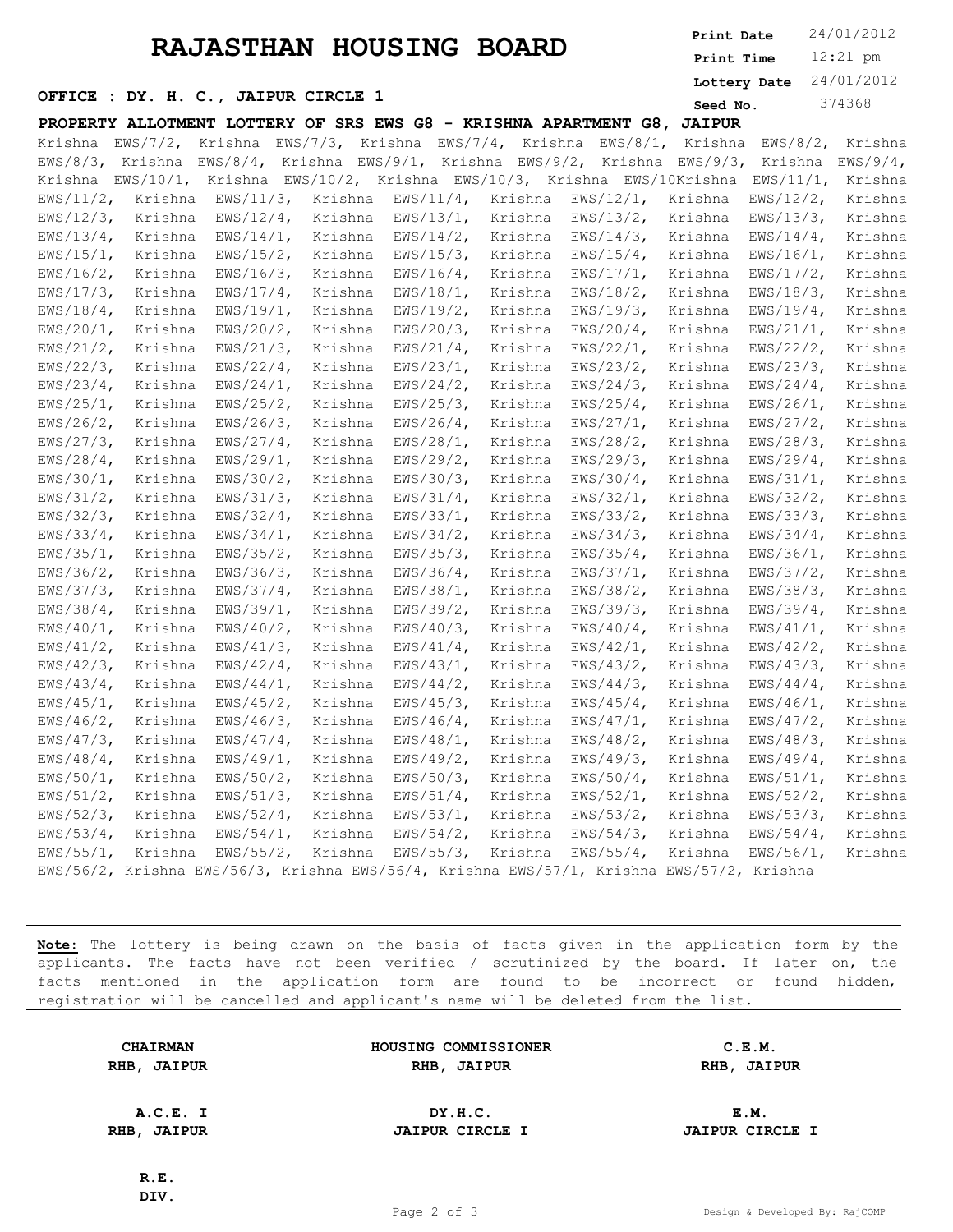# RAJASTHAN HOUSING BOARD

**Print Date** 24/01/2012
**Print Time** 12:21 pm
**Lottery Date** 24/01/2012
**Seed No.** 374368

**OFFICE : DY. H. C., JAIPUR CIRCLE 1**

**PROPERTY ALLOTMENT LOTTERY OF SRS EWS G8 - KRISHNA APARTMENT G8, JAIPUR**

Krishna EWS/7/2, Krishna EWS/7/3, Krishna EWS/7/4, Krishna EWS/8/1, Krishna EWS/8/2, Krishna EWS/8/3, Krishna EWS/8/4, Krishna EWS/9/1, Krishna EWS/9/2, Krishna EWS/9/3, Krishna EWS/9/4, Krishna EWS/10/1, Krishna EWS/10/2, Krishna EWS/10/3, Krishna EWS/10Krishna EWS/11/1, Krishna EWS/11/2, Krishna EWS/11/3, Krishna EWS/11/4, Krishna EWS/12/1, Krishna EWS/12/2, Krishna EWS/12/3, Krishna EWS/12/4, Krishna EWS/13/1, Krishna EWS/13/2, Krishna EWS/13/3, Krishna EWS/13/4, Krishna EWS/14/1, Krishna EWS/14/2, Krishna EWS/14/3, Krishna EWS/14/4, Krishna EWS/15/1, Krishna EWS/15/2, Krishna EWS/15/3, Krishna EWS/15/4, Krishna EWS/16/1, Krishna EWS/16/2, Krishna EWS/16/3, Krishna EWS/16/4, Krishna EWS/17/1, Krishna EWS/17/2, Krishna EWS/17/3, Krishna EWS/17/4, Krishna EWS/18/1, Krishna EWS/18/2, Krishna EWS/18/3, Krishna EWS/18/4, Krishna EWS/19/1, Krishna EWS/19/2, Krishna EWS/19/3, Krishna EWS/19/4, Krishna EWS/20/1, Krishna EWS/20/2, Krishna EWS/20/3, Krishna EWS/20/4, Krishna EWS/21/1, Krishna EWS/21/2, Krishna EWS/21/3, Krishna EWS/21/4, Krishna EWS/22/1, Krishna EWS/22/2, Krishna EWS/22/3, Krishna EWS/22/4, Krishna EWS/23/1, Krishna EWS/23/2, Krishna EWS/23/3, Krishna EWS/23/4, Krishna EWS/24/1, Krishna EWS/24/2, Krishna EWS/24/3, Krishna EWS/24/4, Krishna EWS/25/1, Krishna EWS/25/2, Krishna EWS/25/3, Krishna EWS/25/4, Krishna EWS/26/1, Krishna EWS/26/2, Krishna EWS/26/3, Krishna EWS/26/4, Krishna EWS/27/1, Krishna EWS/27/2, Krishna EWS/27/3, Krishna EWS/27/4, Krishna EWS/28/1, Krishna EWS/28/2, Krishna EWS/28/3, Krishna EWS/28/4, Krishna EWS/29/1, Krishna EWS/29/2, Krishna EWS/29/3, Krishna EWS/29/4, Krishna EWS/30/1, Krishna EWS/30/2, Krishna EWS/30/3, Krishna EWS/30/4, Krishna EWS/31/1, Krishna EWS/31/2, Krishna EWS/31/3, Krishna EWS/31/4, Krishna EWS/32/1, Krishna EWS/32/2, Krishna EWS/32/3, Krishna EWS/32/4, Krishna EWS/33/1, Krishna EWS/33/2, Krishna EWS/33/3, Krishna EWS/33/4, Krishna EWS/34/1, Krishna EWS/34/2, Krishna EWS/34/3, Krishna EWS/34/4, Krishna EWS/35/1, Krishna EWS/35/2, Krishna EWS/35/3, Krishna EWS/35/4, Krishna EWS/36/1, Krishna EWS/36/2, Krishna EWS/36/3, Krishna EWS/36/4, Krishna EWS/37/1, Krishna EWS/37/2, Krishna EWS/37/3, Krishna EWS/37/4, Krishna EWS/38/1, Krishna EWS/38/2, Krishna EWS/38/3, Krishna EWS/38/4, Krishna EWS/39/1, Krishna EWS/39/2, Krishna EWS/39/3, Krishna EWS/39/4, Krishna EWS/40/1, Krishna EWS/40/2, Krishna EWS/40/3, Krishna EWS/40/4, Krishna EWS/41/1, Krishna EWS/41/2, Krishna EWS/41/3, Krishna EWS/41/4, Krishna EWS/42/1, Krishna EWS/42/2, Krishna EWS/42/3, Krishna EWS/42/4, Krishna EWS/43/1, Krishna EWS/43/2, Krishna EWS/43/3, Krishna EWS/43/4, Krishna EWS/44/1, Krishna EWS/44/2, Krishna EWS/44/3, Krishna EWS/44/4, Krishna EWS/45/1, Krishna EWS/45/2, Krishna EWS/45/3, Krishna EWS/45/4, Krishna EWS/46/1, Krishna EWS/46/2, Krishna EWS/46/3, Krishna EWS/46/4, Krishna EWS/47/1, Krishna EWS/47/2, Krishna EWS/47/3, Krishna EWS/47/4, Krishna EWS/48/1, Krishna EWS/48/2, Krishna EWS/48/3, Krishna EWS/48/4, Krishna EWS/49/1, Krishna EWS/49/2, Krishna EWS/49/3, Krishna EWS/49/4, Krishna EWS/50/1, Krishna EWS/50/2, Krishna EWS/50/3, Krishna EWS/50/4, Krishna EWS/51/1, Krishna EWS/51/2, Krishna EWS/51/3, Krishna EWS/51/4, Krishna EWS/52/1, Krishna EWS/52/2, Krishna EWS/52/3, Krishna EWS/52/4, Krishna EWS/53/1, Krishna EWS/53/2, Krishna EWS/53/3, Krishna EWS/53/4, Krishna EWS/54/1, Krishna EWS/54/2, Krishna EWS/54/3, Krishna EWS/54/4, Krishna EWS/55/1, Krishna EWS/55/2, Krishna EWS/55/3, Krishna EWS/55/4, Krishna EWS/56/1, Krishna EWS/56/2, Krishna EWS/56/3, Krishna EWS/56/4, Krishna EWS/57/1, Krishna EWS/57/2, Krishna

**Note:** The lottery is being drawn on the basis of facts given in the application form by the applicants. The facts have not been verified / scrutinized by the board. If later on, the facts mentioned in the application form are found to be incorrect or found hidden, registration will be cancelled and applicant's name will be deleted from the list.

| **CHAIRMAN** | **HOUSING COMMISSIONER** | **C.E.M.** |
|---|---|---|
| **RHB, JAIPUR** | **RHB, JAIPUR** | **RHB, JAIPUR** |
| **A.C.E. I** | **DY.H.C.** | **E.M.** |
| **RHB, JAIPUR** | **JAIPUR CIRCLE I** | **JAIPUR CIRCLE I** |

**R.E.**
**DIV.**

Design & Developed By: RajCOMP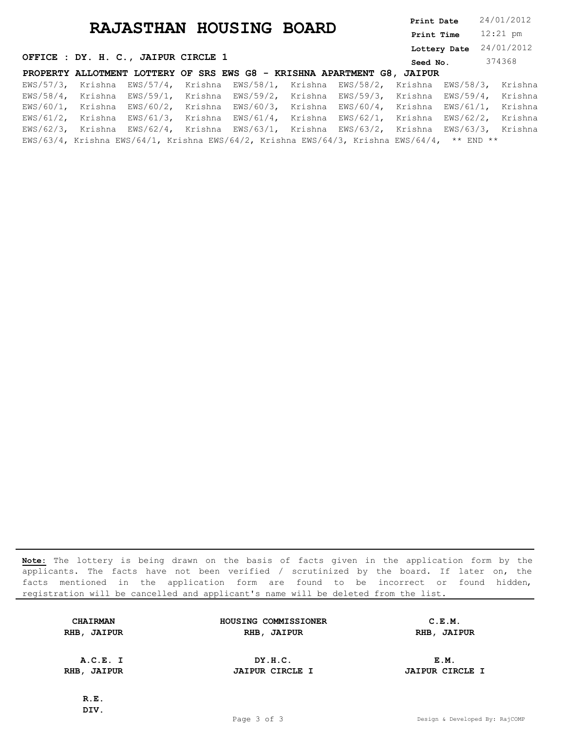# RAJASTHAN HOUSING BOARD

**Print Date** 24/01/2012
**Print Time** 12:21 pm
**Lottery Date** 24/01/2012
**Seed No.** 374368

**OFFICE : DY. H. C., JAIPUR CIRCLE 1**

**PROPERTY ALLOTMENT LOTTERY OF SRS EWS G8 - KRISHNA APARTMENT G8, JAIPUR**

EWS/57/3, Krishna EWS/57/4, Krishna EWS/58/1, Krishna EWS/58/2, Krishna EWS/58/3, Krishna EWS/58/4, Krishna EWS/59/1, Krishna EWS/59/2, Krishna EWS/59/3, Krishna EWS/59/4, Krishna EWS/60/1, Krishna EWS/60/2, Krishna EWS/60/3, Krishna EWS/60/4, Krishna EWS/61/1, Krishna EWS/61/2, Krishna EWS/61/3, Krishna EWS/61/4, Krishna EWS/62/1, Krishna EWS/62/2, Krishna EWS/62/3, Krishna EWS/62/4, Krishna EWS/63/1, Krishna EWS/63/2, Krishna EWS/63/3, Krishna EWS/63/4, Krishna EWS/64/1, Krishna EWS/64/2, Krishna EWS/64/3, Krishna EWS/64/4, ** END **

**Note:** The lottery is being drawn on the basis of facts given in the application form by the applicants. The facts have not been verified / scrutinized by the board. If later on, the facts mentioned in the application form are found to be incorrect or found hidden, registration will be cancelled and applicant's name will be deleted from the list.

| | | |
|---|---|---|
| **CHAIRMAN RHB, JAIPUR** | **HOUSING COMMISSIONER RHB, JAIPUR** | **C.E.M. RHB, JAIPUR** |
| **A.C.E. I RHB, JAIPUR** | **DY.H.C. JAIPUR CIRCLE I** | **E.M. JAIPUR CIRCLE I** |
| **R.E. DIV.** | | |

Design & Developed By: RajCOMP